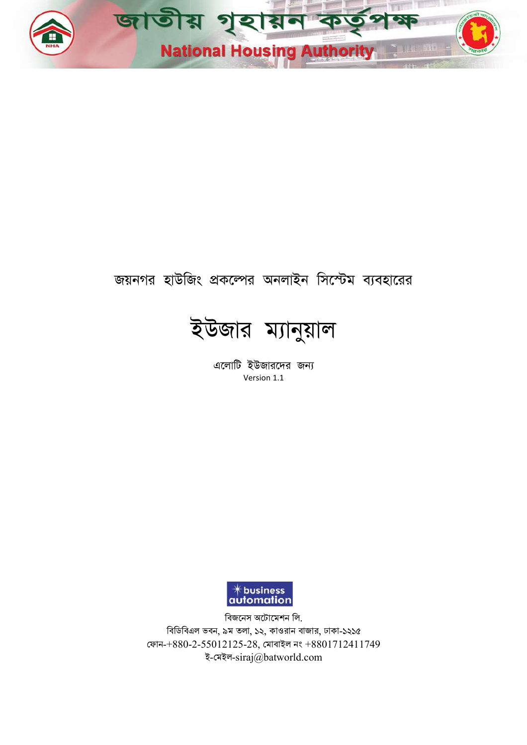# জাতীয় গৃহায়ন কর্তৃপক্ষ

## National Housing Authority

জয়নগর হাউজিং প্রকল্পের অনলাইন সিস্টেম ব্যবহারের

# ইউজার ম্যানুয়াল

এলোটি ইউজারদের জন্য

Version 1.1

business automation

বিজনেস অটোমেশন লি.

বিডিবিএল ভবন, ৯ম তলা, ১২, কাওরান বাজার, ঢাকা-১২১৫

ফোন-+880-2-55012125-28, মোবাইল নং +8801712411749

ই-মেইল-siraj@batworld.com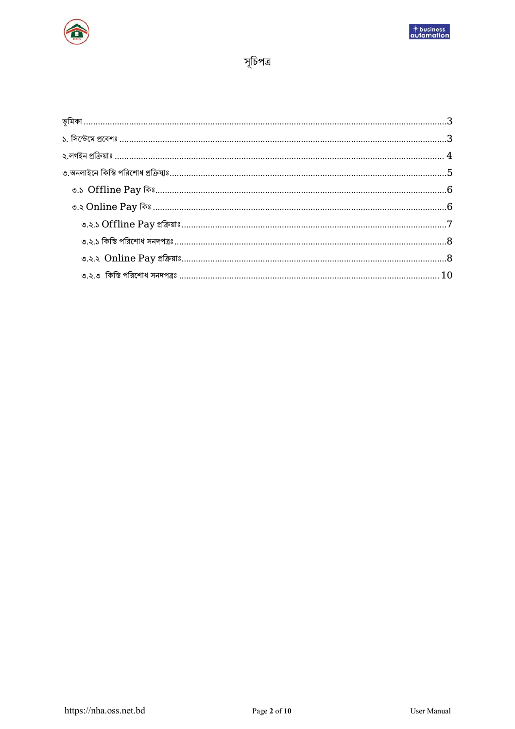# সূচিপত্র

ভূমিকা ..................................................................................................................................3

১. সিস্টেমে প্রবেশঃ ..................................................................................................................3

২.লগইন প্রক্রিয়াঃ .................................................................................................................. 4

৩.অনলাইনে কিস্তি পরিশোধ প্রক্রিয়াঃ..........................................................................................5

- ৩.১ Offline Pay কিঃ...............................................................................................................6
- ৩.২ Online Pay কিঃ ...............................................................................................................6
  - ৩.২.১ Offline Pay প্রক্রিয়াঃ......................................................................................................7
  - ৩.২.১ কিস্তি পরিশোধ সনদপত্রঃ.................................................................................................8
  - ৩.২.২ Online Pay প্রক্রিয়াঃ......................................................................................................8
  - ৩.২.৩ কিস্তি পরিশোধ সনদপত্রঃ ............................................................................................. 10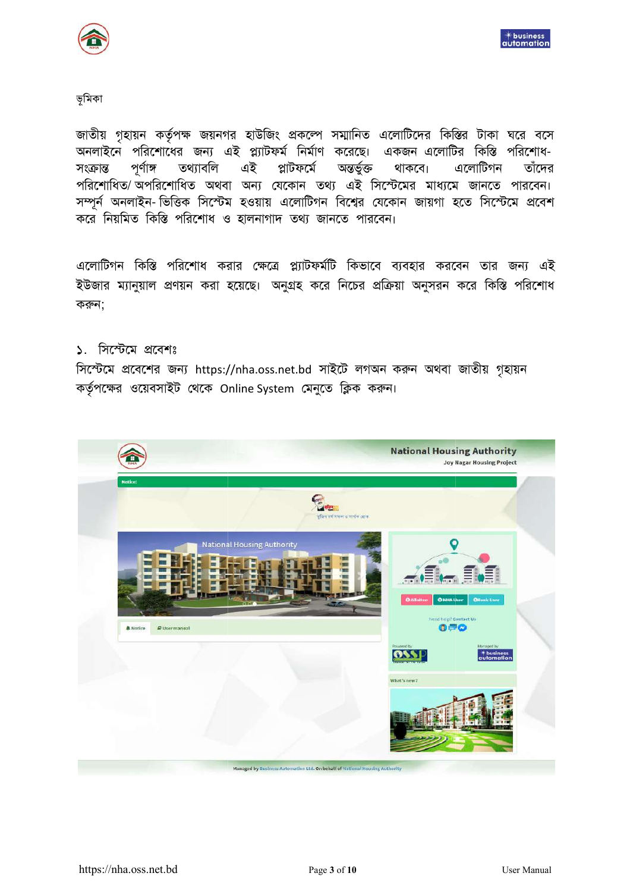ভূমিকা

জাতীয় গৃহায়ন কর্তৃপক্ষ জয়নগর হাউজিং প্রকল্পে সম্মানিত এলোটিদের কিস্তির টাকা ঘরে বসে অনলাইনে পরিশোধের জন্য এই প্ল্যাটফর্ম নির্মাণ করেছে। একজন এলোটির কিস্তি পরিশোধ-সংক্রান্ত পূর্ণাঙ্গ তথ্যাবলি এই প্লাটফর্মে অন্তর্ভুক্ত থাকবে। এলোটিগন তাঁদের পরিশোধিত/ অপরিশোধিত অথবা অন্য যেকোন তথ্য এই সিস্টেমের মাধ্যমে জানতে পারবেন। সম্পূর্ন অনলাইন- ভিত্তিক সিস্টেম হওয়ায় এলোটিগন বিশ্বের যেকোন জায়গা হতে সিস্টেমে প্রবেশ করে নিয়মিত কিস্তি পরিশোধ ও হালনাগাদ তথ্য জানতে পারবেন।

এলোটিগন কিস্তি পরিশোধ করার ক্ষেত্রে প্লাটফর্মটি কিভাবে ব্যবহার করবেন তার জন্য এই ইউজার ম্যানুয়াল প্রণয়ন করা হয়েছে। অনুগ্রহ করে নিচের প্রক্রিয়া অনুসরন করে কিস্তি পরিশোধ করুন;

১. সিস্টেমে প্রবেশঃ

সিস্টেমে প্রবেশের জন্য https://nha.oss.net.bd সাইটে লগঅন করুন অথবা জাতীয় গৃহায়ন কর্তৃপক্ষের ওয়েবসাইট থেকে Online System মেনুতে ক্লিক করুন।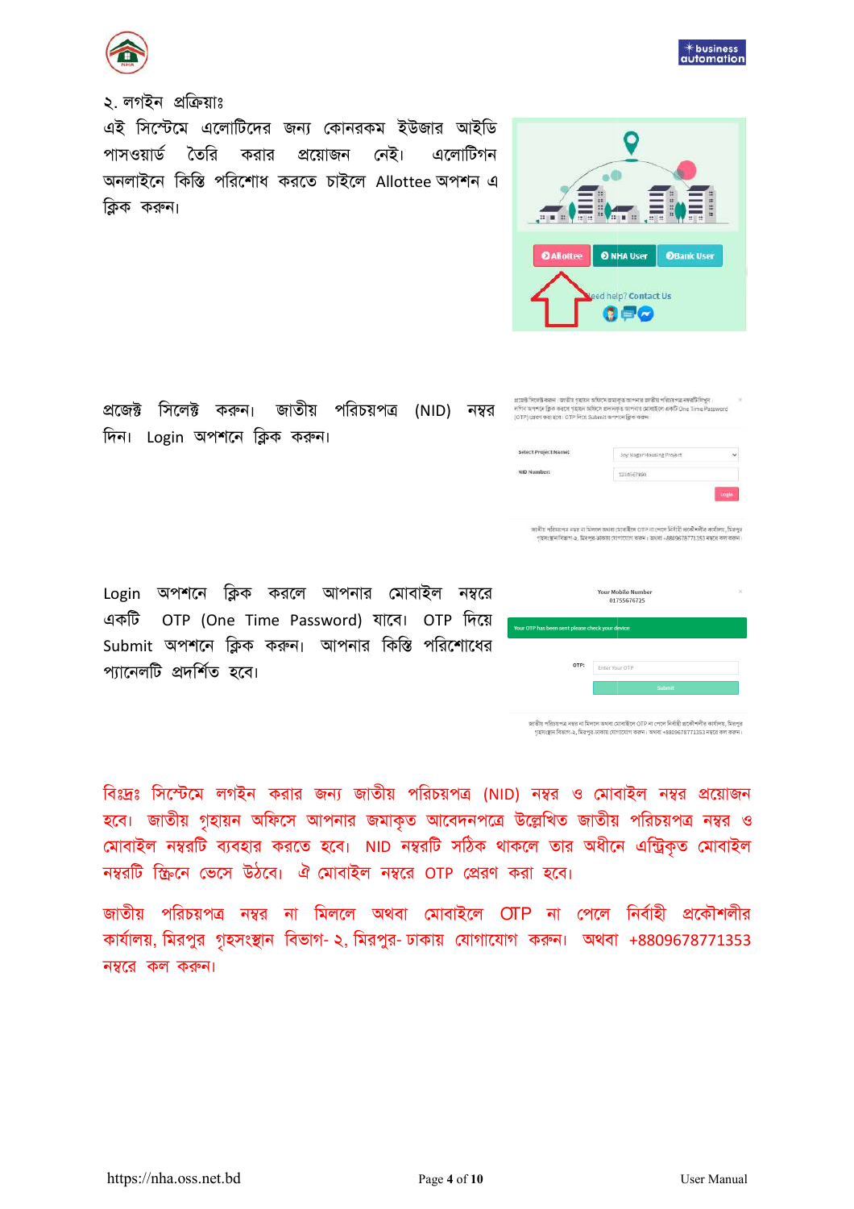২. লগইন প্রক্রিয়াঃ

এই সিস্টেমে এলোটিদের জন্য কোনরকম ইউজার আইডি পাসওয়ার্ড তৈরি করার প্রয়োজন নেই। এলোটিগন অনলাইনে কিস্তি পরিশোধ করতে চাইলে Allottee অপশন এ ক্লিক করুন।

প্রজেক্ট সিলেক্ট করুন। জাতীয় পরিচয়পত্র (NID) নম্বর দিন। Login অপশনে ক্লিক করুন।

Login অপশনে ক্লিক করলে আপনার মোবাইল নম্বরে একটি OTP (One Time Password) যাবে। OTP দিয়ে Submit অপশনে ক্লিক করুন। আপনার কিস্তি পরিশোধের প্যানেলটি প্রদর্শিত হবে।

বিঃদ্রঃ সিস্টেমে লগইন করার জন্য জাতীয় পরিচয়পত্র (NID) নম্বর ও মোবাইল নম্বর প্রয়োজন হবে। জাতীয় গৃহায়ন অফিসে আপনার জমাকৃত আবেদনপত্রে উল্লেখিত জাতীয় পরিচয়পত্র নম্বর ও মোবাইল নম্বরটি ব্যবহার করতে হবে। NID নম্বরটি সঠিক থাকলে তার অধীনে এন্ট্রিকৃত মোবাইল নম্বরটি স্ক্রিনে ভেসে উঠবে। ঐ মোবাইল নম্বরে OTP প্রেরণ করা হবে।

জাতীয় পরিচয়পত্র নম্বর না মিললে অথবা মোবাইলে OTP না পেলে নির্বাহী প্রকৌশলীর কার্যালয়, মিরপুর গৃহসংস্থান বিভাগ- ২, মিরপুর- ঢাকায় যোগাযোগ করুন। অথবা +8809678771353 নম্বরে কল করুন।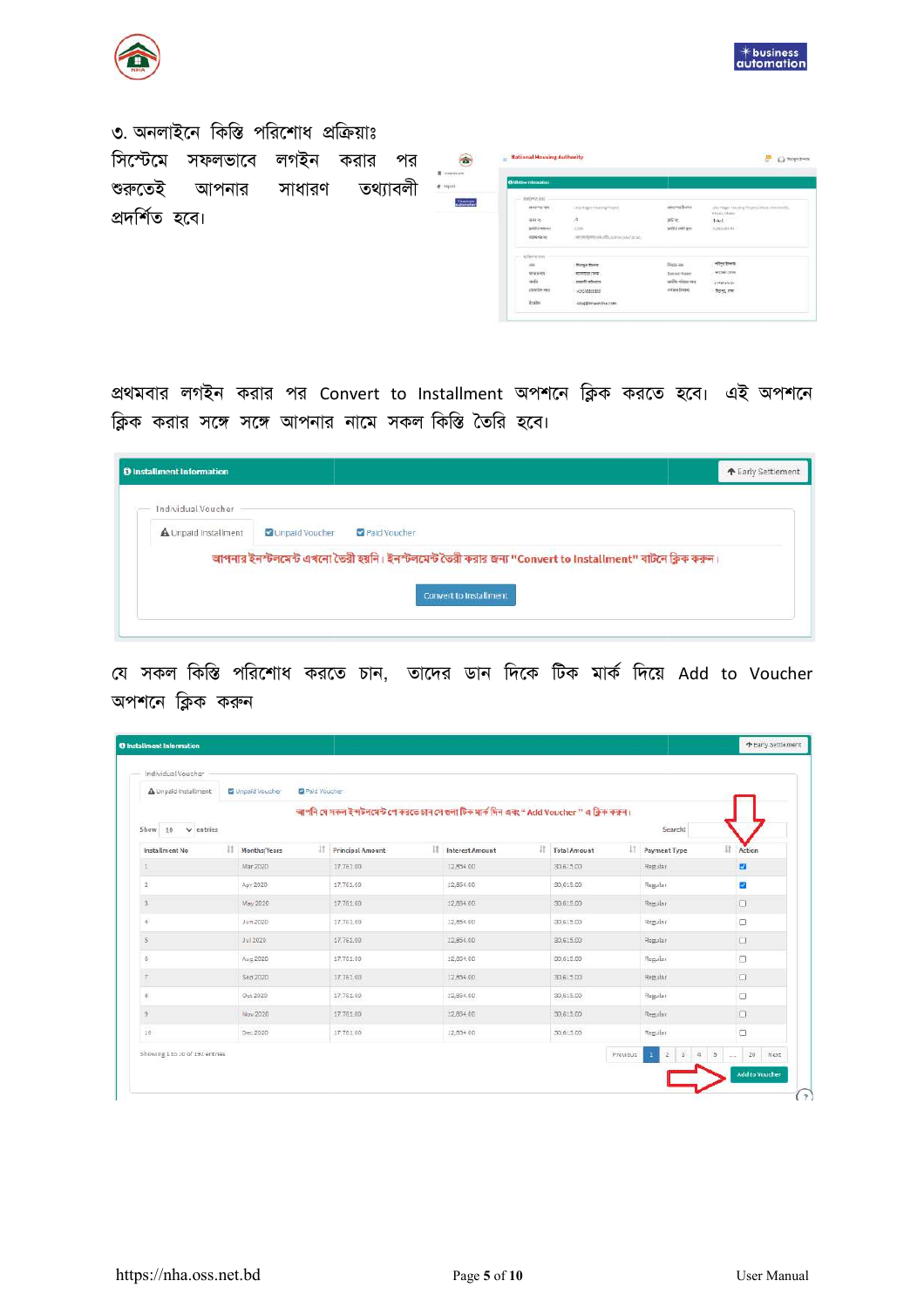৩. অনলাইনে কিস্তি পরিশোধ প্রক্রিয়াঃ

সিস্টেমে সফলভাবে লগইন করার পর শুরুতেই আপনার সাধারণ তথ্যাবলী প্রদর্শিত হবে।

প্রথমবার লগইন করার পর Convert to Installment অপশনে ক্লিক করতে হবে। এই অপশনে ক্লিক করার সঙ্গে সঙ্গে আপনার নামে সকল কিস্তি তৈরি হবে।

যে সকল কিস্তি পরিশোধ করতে চান, তাদের ডান দিকে টিক মার্ক দিয়ে Add to Voucher অপশনে ক্লিক করুন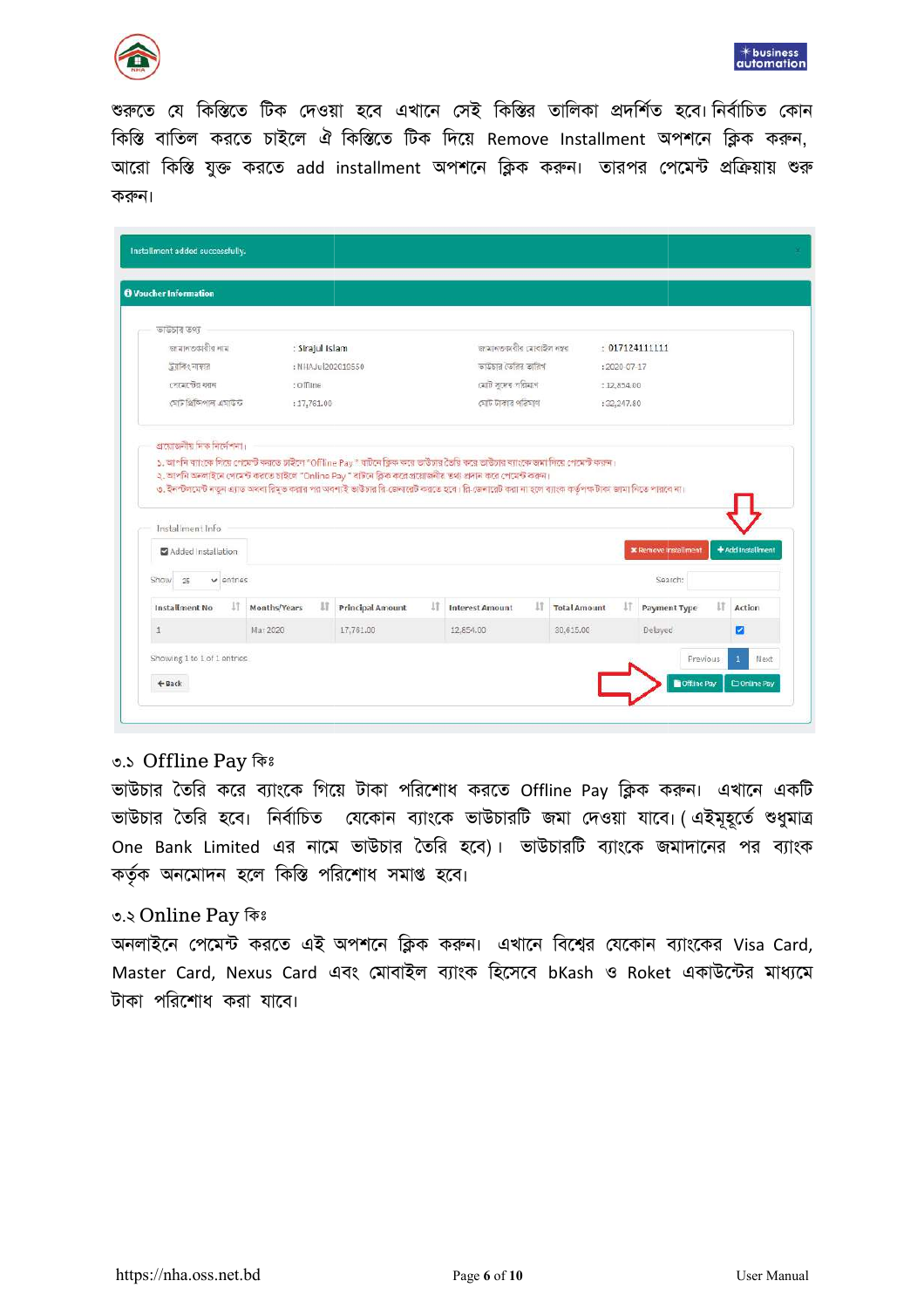শুরুতে যে কিস্তিতে টিক দেওয়া হবে এখানে সেই কিস্তির তালিকা প্রদর্শিত হবে। নির্বাচিত কোন কিস্তি বাতিল করতে চাইলে ঐ কিস্তিতে টিক দিয়ে Remove Installment অপশনে ক্লিক করুন, আরো কিস্তি যুক্ত করতে add installment অপশনে ক্লিক করুন। তারপর পেমেন্ট প্রক্রিয়ায় শুরু করুন।

Installment added successfully.

**Voucher Information**

ভাউচার তথ্য

| | | | |
|---|---|---|---|
| জামানতদাতার নাম | : Sirajul Islam | জামানতদাতার মোবাইল নম্বর | : 017124111111 |
| ট্র্যাকিং নম্বর | : NHAJul2020103550 | ভাউচার তৈরির তারিখ | : 2020-07-17 |
| পেমেন্টের ধরণ | : Offline | মোট সুদের পরিমাণ | : 12,854.00 |
| মোট প্রিন্সিপাল এমাউন্ট | : 17,761.00 | মোট টাকার পরিমাণ | : 32,247.80 |

প্রয়োজনীয় দিক নির্দেশনা।

১. আপনি ব্যাংকে গিয়ে পেমেন্ট করতে চাইলে "Offline Pay" বাটনে ক্লিক করে ভাউচার তৈরি করে ভাউচার ব্যাংকে জমা দিয়ে পেমেন্ট করুন।
২. আপনি অনলাইনে পেমেন্ট করতে চাইলে "Online Pay" বাটনে ক্লিক করে প্রয়োজনীয় তথ্য প্রদান করে পেমেন্ট করুন।
৩. ইন্সটলমেন্ট নতুন এ্যাড অথবা রিমুভ করার পর অবশ্যই ভাউচার রি-জেনারেট করতে হবে। রি-জেনারেট করা না হলে ব্যাংক কর্তৃপক্ষ টাকা জমা নিতে পারবে না।

Installment Info

Added Installation — Remove Installment — Add Installment

Show 25 entries — Search:

| Installment No | Months/Years | Principal Amount | Interest Amount | Total Amount | Payment Type | Action |
|---|---|---|---|---|---|---|
| 1 | Mar 2020 | 17,761.00 | 12,854.00 | 30,615.00 | Delayed | ☑ |

Showing 1 to 1 of 1 entries — Previous 1 Next

Back — Offline Pay — Online Pay

### ৩.১ Offline Pay কিঃ

ভাউচার তৈরি করে ব্যাংকে গিয়ে টাকা পরিশোধ করতে Offline Pay ক্লিক করুন। এখানে একটি ভাউচার তৈরি হবে। নির্বাচিত যেকোন ব্যাংকে ভাউচারটি জমা দেওয়া যাবে। ( এইমূহুর্তে শুধুমাত্র One Bank Limited এর নামে ভাউচার তৈরি হবে) । ভাউচারটি ব্যাংকে জমাদানের পর ব্যাংক কর্তৃক অনমোদন হলে কিস্তি পরিশোধ সমাপ্ত হবে।

### ৩.২ Online Pay কিঃ

অনলাইনে পেমেন্ট করতে এই অপশনে ক্লিক করুন। এখানে বিশ্বের যেকোন ব্যাংকের Visa Card, Master Card, Nexus Card এবং মোবাইল ব্যাংক হিসেবে bKash ও Roket একাউন্টের মাধ্যমে টাকা পরিশোধ করা যাবে।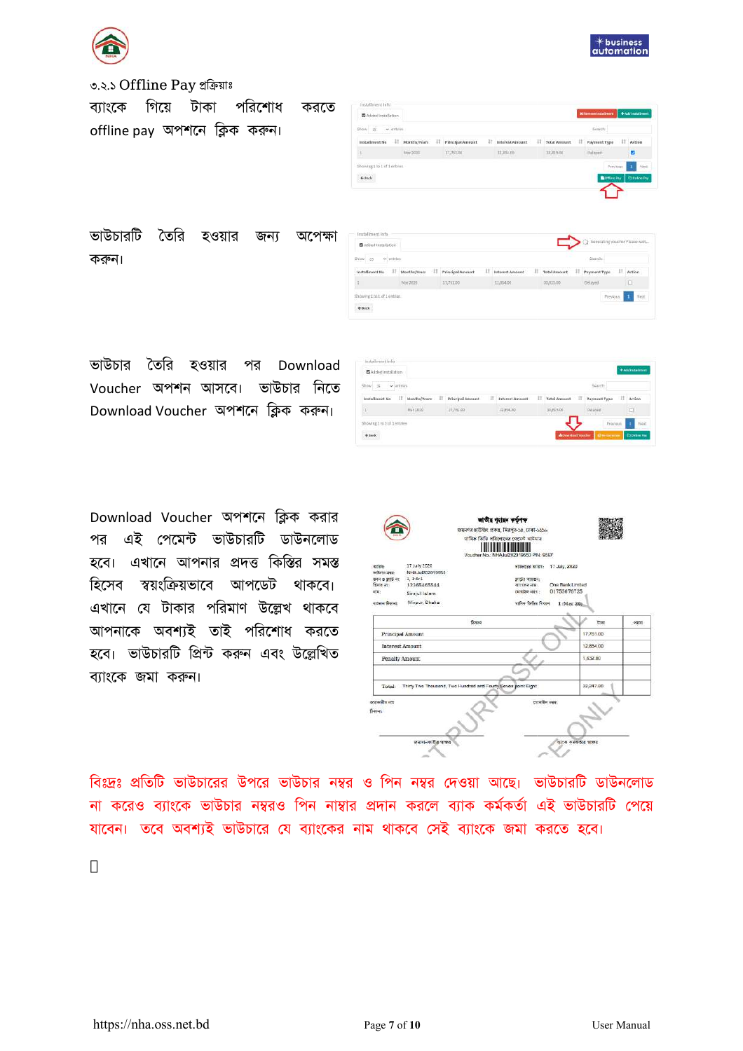৩.২.১ Offline Pay প্রক্রিয়াঃ

ব্যাংকে গিয়ে টাকা পরিশোধ করতে offline pay অপশনে ক্লিক করুন।

ভাউচারটি তৈরি হওয়ার জন্য অপেক্ষা করুন।

ভাউচার তৈরি হওয়ার পর Download Voucher অপশন আসবে। ভাউচার নিতে Download Voucher অপশনে ক্লিক করুন।

Download Voucher অপশনে ক্লিক করার পর এই পেমেন্ট ভাউচারটি ডাউনলোড হবে। এখানে আপনার প্রদত্ত কিস্তির সমস্ত হিসেব স্বয়ংক্রিয়ভাবে আপডেট থাকবে। এখানে যে টাকার পরিমাণ উল্লেখ থাকবে আপনাকে অবশ্যই তাই পরিশোধ করতে হবে। ভাউচারটি প্রিন্ট করুন এবং উল্লেখিত ব্যাংকে জমা করুন।

বিঃদ্রঃ প্রতিটি ভাউচারের উপরে ভাউচার নম্বর ও পিন নম্বর দেওয়া আছে। ভাউচারটি ডাউনলোড না করেও ব্যাংকে ভাউচার নম্বরও পিন নাম্বার প্রদান করলে ব্যাক কর্মকর্তা এই ভাউচারটি পেয়ে যাবেন। তবে অবশ্যই ভাউচারে যে ব্যাংকের নাম থাকবে সেই ব্যাংকে জমা করতে হবে।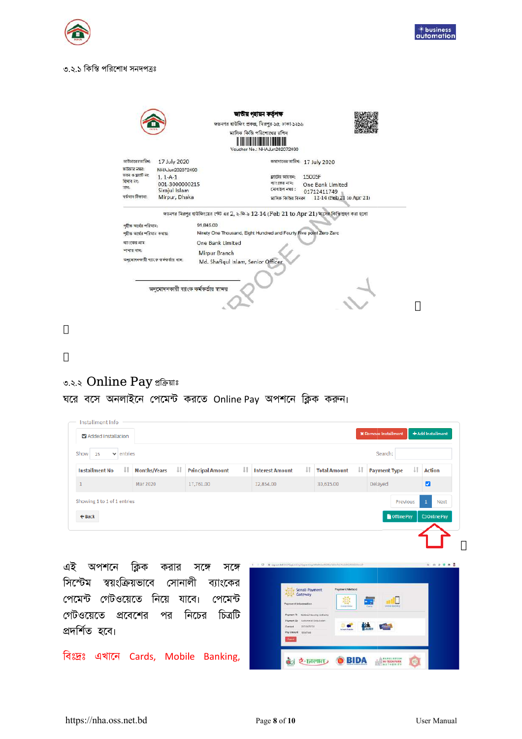৩.২.১ কিস্তি পরিশোধ সনদপত্রঃ

জাতীয় গৃহায়ন কর্তৃপক্ষ
জয়নগর হাউজিং প্রকল্প, মিরপুর-১৫, ঢাকা-১২১৬
মাসিক কিস্তি পরিশোধের রশিদ
Voucher No.: NHAJun202072460

ভাউচারের তারিখ: 17 July 2020
ভাউচার নম্বর: NHAJun202072460
ভবন ও ফ্লাট নং: 1, 1-A-1
হিসাব নং: 001-3000000215
নাম: Sirajul Islam
বর্তমান ঠিকানা: Mirpur, Dhaka

জমাদানের তারিখ: 17 July 2020
ফ্লাটের আয়তন: 1500SF
ব্যাংকের নাম: One Bank Limited
মোবাইল নম্বর: 01712411749
মাসিক কিস্তির বিবরন: 12-14 (Feb 21 to Apr 21)

জয়নগর মিরপুর হাউজিংয়ের প্লট নং 2, ২-জি-১ 12-14 (Feb 21 to Apr 21) মাসের কিস্তিগ্রহণ করা হলো

গৃহীত অর্থের পরিমান: 91,845.00
গৃহীত অর্থের পরিমান কথায়: Ninety One Thousand, Eight Hundred and Fourty Five point Zero Zero
ব্যাংকের নাম: One Bank Limited
শাখার নাম: Mirpur Branch
অনুমোদনকারী ব্যাংক কর্মকর্তার নাম: Md. Shafiqul Islam, Senior Officer

অনুমোদনকারী ব্যাংক কর্মকর্তার স্বাক্ষর

৩.২.২ Online Pay প্রক্রিয়াঃ

ঘরে বসে অনলাইনে পেমেন্ট করতে Online Pay অপশনে ক্লিক করুন।

Installment Info

Added Installation

Remove Installment | Add Installment

Show 25 entries | Search:

| Installment No | Months/Years | Principal Amount | Interest Amount | Total Amount | Payment Type | Action |
|---|---|---|---|---|---|---|
| 1 | Mar 2020 | 17,761.00 | 12,854.00 | 30,615.00 | Delayed | ☑ |

Showing 1 to 1 of 1 entries | Previous | 1 | Next

Back | Offline Pay | Online Pay

এই অপশনে ক্লিক করার সঙ্গে সঙ্গে সিস্টেম স্বয়ংক্রিয়ভাবে সোনালী ব্যাংকের পেমেন্ট গেটওয়েতে নিয়ে যাবে। পেমেন্ট গেটওয়েতে প্রবেশের পর নিচের চিত্রটি প্রদর্শিত হবে।

বিঃদ্রঃ এখানে Cards, Mobile Banking,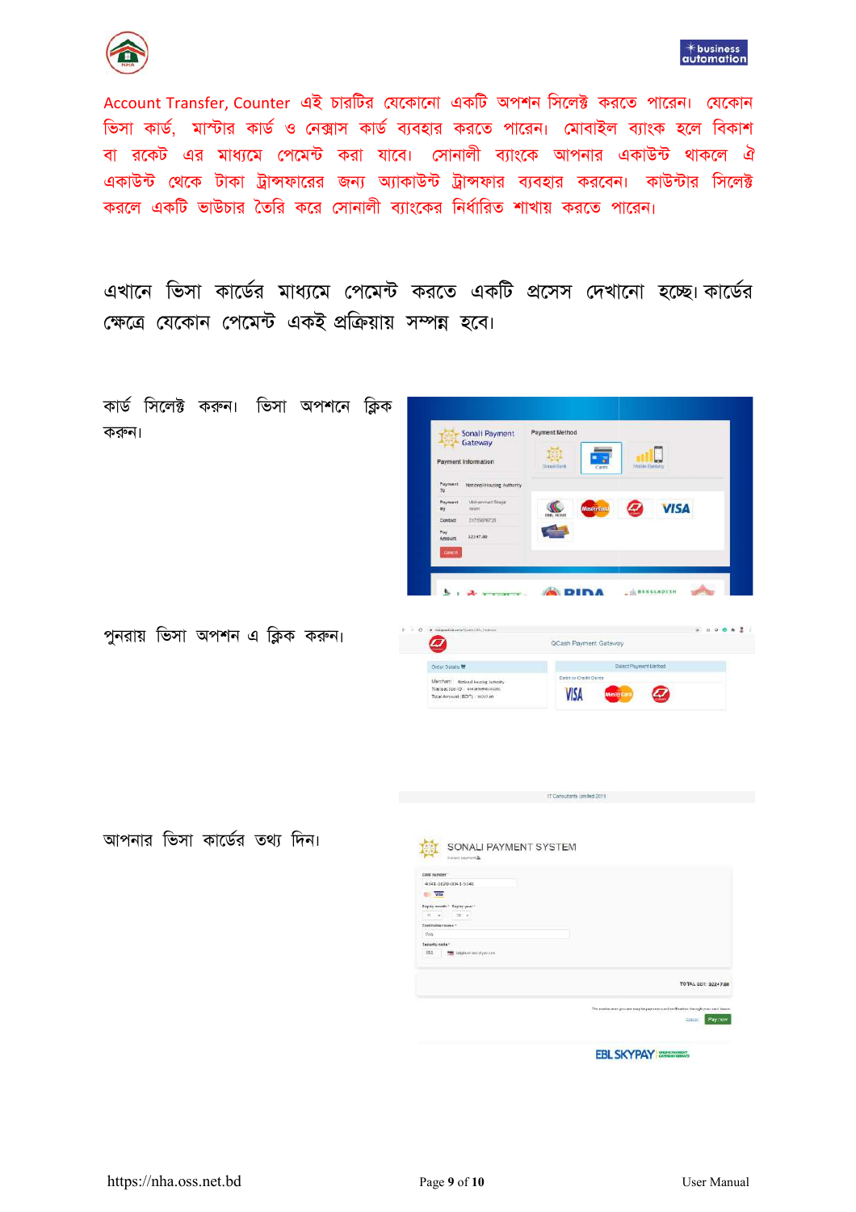Account Transfer, Counter এই চারটির যেকোনো একটি অপশন সিলেক্ট করতে পারেন। যেকোন ভিসা কার্ড, মাস্টার কার্ড ও নেক্সাস কার্ড ব্যবহার করতে পারেন। মোবাইল ব্যাংক হলে বিকাশ বা রকেট এর মাধ্যমে পেমেন্ট করা যাবে। সোনালী ব্যাংকে আপনার একাউন্ট থাকলে ঐ একাউন্ট থেকে টাকা ট্রান্সফারের জন্য অ্যাকাউন্ট ট্রান্সফার ব্যবহার করবেন। কাউন্টার সিলেক্ট করলে একটি ভাউচার তৈরি করে সোনালী ব্যাংকের নির্ধারিত শাখায় করতে পারেন।

এখানে ভিসা কার্ডের মাধ্যমে পেমেন্ট করতে একটি প্রসেস দেখানো হচ্ছে। কার্ডের ক্ষেত্রে যেকোন পেমেন্ট একই প্রক্রিয়ায় সম্পন্ন হবে।

কার্ড সিলেক্ট করুন। ভিসা অপশনে ক্লিক করুন।

পুনরায় ভিসা অপশন এ ক্লিক করুন।

আপনার ভিসা কার্ডের তথ্য দিন।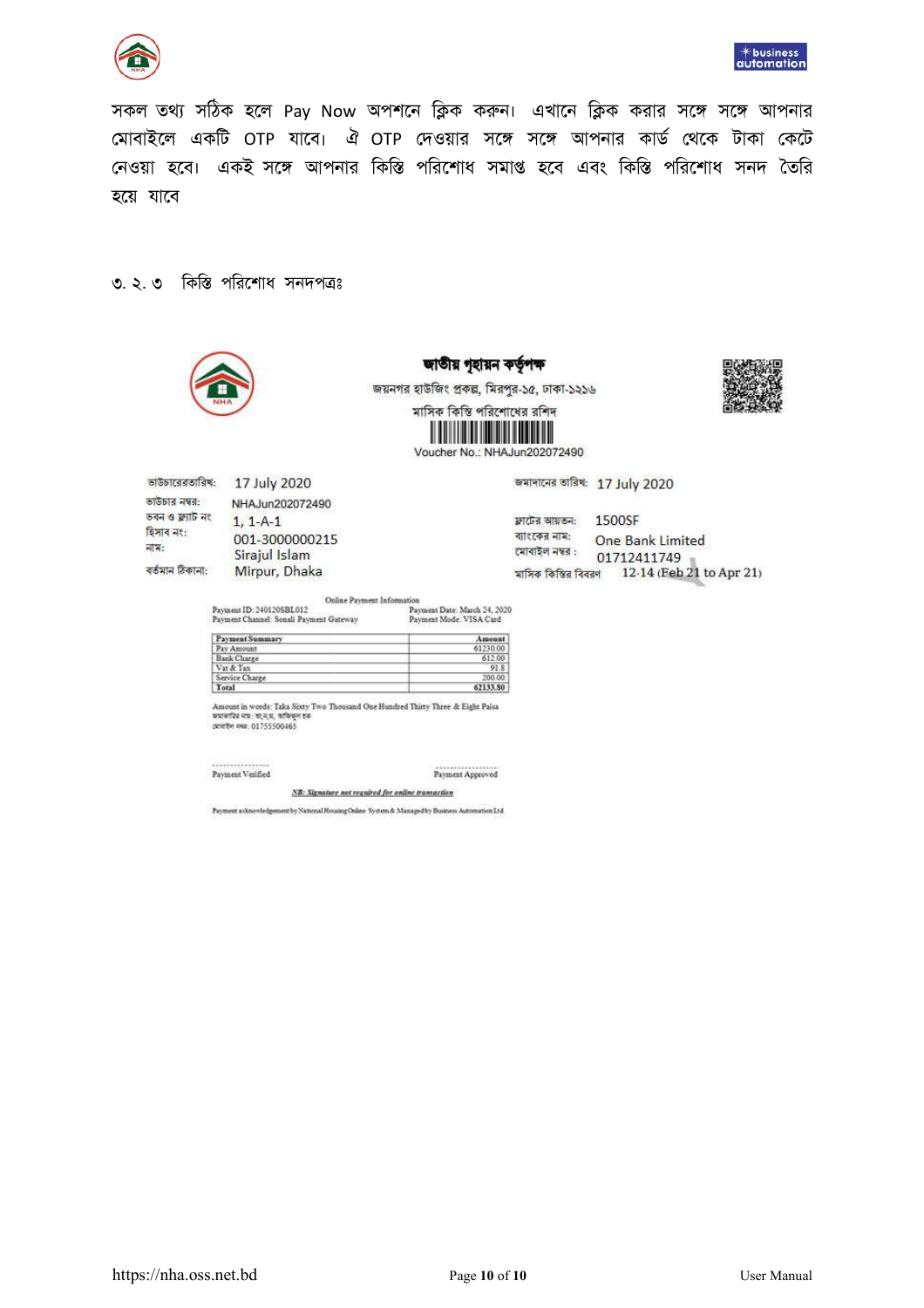সকল তথ্য সঠিক হলে Pay Now অপশনে ক্লিক করুন। এখানে ক্লিক করার সঙ্গে সঙ্গে আপনার মোবাইলে একটি OTP যাবে। ঐ OTP দেওয়ার সঙ্গে সঙ্গে আপনার কার্ড থেকে টাকা কেটে নেওয়া হবে। একই সঙ্গে আপনার কিস্তি পরিশোধ সমাপ্ত হবে এবং কিস্তি পরিশোধ সনদ তৈরি হয়ে যাবে

### ৩. ২. ৩ কিস্তি পরিশোধ সনদপত্রঃ

**জাতীয় গৃহায়ন কর্তৃপক্ষ**

জয়নগর হাউজিং প্রকল্প, মিরপুর-১৫, ঢাকা-১২১৬

মাসিক কিস্তি পরিশোধের রশিদ

Voucher No.: NHAJun202072490

ভাউচারেরতারিখ: 17 July 2020

জমাদানের তারিখ: 17 July 2020

ভাউচার নম্বর: NHAJun202072490

ভবন ও ফ্লাট নং 1, 1-A-1

ফ্লাটের আয়তন: 1500SF

হিসাব নং: 001-3000000215

ব্যাংকের নাম: One Bank Limited

নাম: Sirajul Islam

মোবাইল নম্বর: 01712411749

বর্তমান ঠিকানা: Mirpur, Dhaka

মাসিক কিস্তির বিবরণ 12-14 (Feb 21 to Apr 21)

Online Payment Information

Payment ID: 240120SBL012

Payment Date: March 24, 2020

Payment Channel: Sonali Payment Gateway

Payment Mode: VISA Card

| Payment Summary | Amount |
|---|---|
| Pay Amount | 61230.00 |
| Bank Charge | 612.00 |
| Vat & Tax | 91.8 |
| Service Charge | 200.00 |
| Total | 62133.80 |

Amount in words: Taka Sixty Two Thousand One Hundred Thirty Three & Eight Paisa

জমাকারির নাম: ম্যা,ন,ম, জাকিরুল হক

মোবাইল নম্বর: 01755500465

Payment Verified

Payment Approved

*NB: Signature not required for online transaction*

Payment acknowledgement by National Housing Online System & Managed by Business Automation Ltd